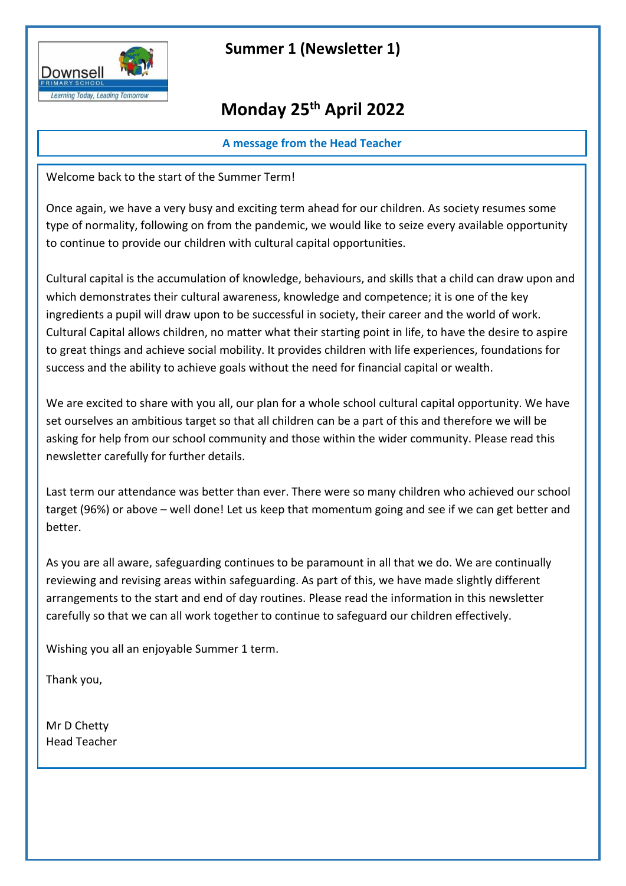# Summer 1 (Newsletter 1)

# Monday 25th April 2022

## A message from the Head Teacher

Welcome back to the start of the Summer Term!

Once again, we have a very busy and exciting term ahead for our children. As society resumes some type of normality, following on from the pandemic, we would like to seize every available opportunity to continue to provide our children with cultural capital opportunities.

Cultural capital is the accumulation of knowledge, behaviours, and skills that a child can draw upon and which demonstrates their cultural awareness, knowledge and competence; it is one of the key ingredients a pupil will draw upon to be successful in society, their career and the world of work. Cultural Capital allows children, no matter what their starting point in life, to have the desire to aspire to great things and achieve social mobility. It provides children with life experiences, foundations for success and the ability to achieve goals without the need for financial capital or wealth.

We are excited to share with you all, our plan for a whole school cultural capital opportunity. We have set ourselves an ambitious target so that all children can be a part of this and therefore we will be asking for help from our school community and those within the wider community. Please read this newsletter carefully for further details.

Last term our attendance was better than ever. There were so many children who achieved our school target (96%) or above – well done! Let us keep that momentum going and see if we can get better and better.

As you are all aware, safeguarding continues to be paramount in all that we do. We are continually reviewing and revising areas within safeguarding. As part of this, we have made slightly different arrangements to the start and end of day routines. Please read the information in this newsletter carefully so that we can all work together to continue to safeguard our children effectively.

Wishing you all an enjoyable Summer 1 term.

Thank you,

Mr D Chetty
Head Teacher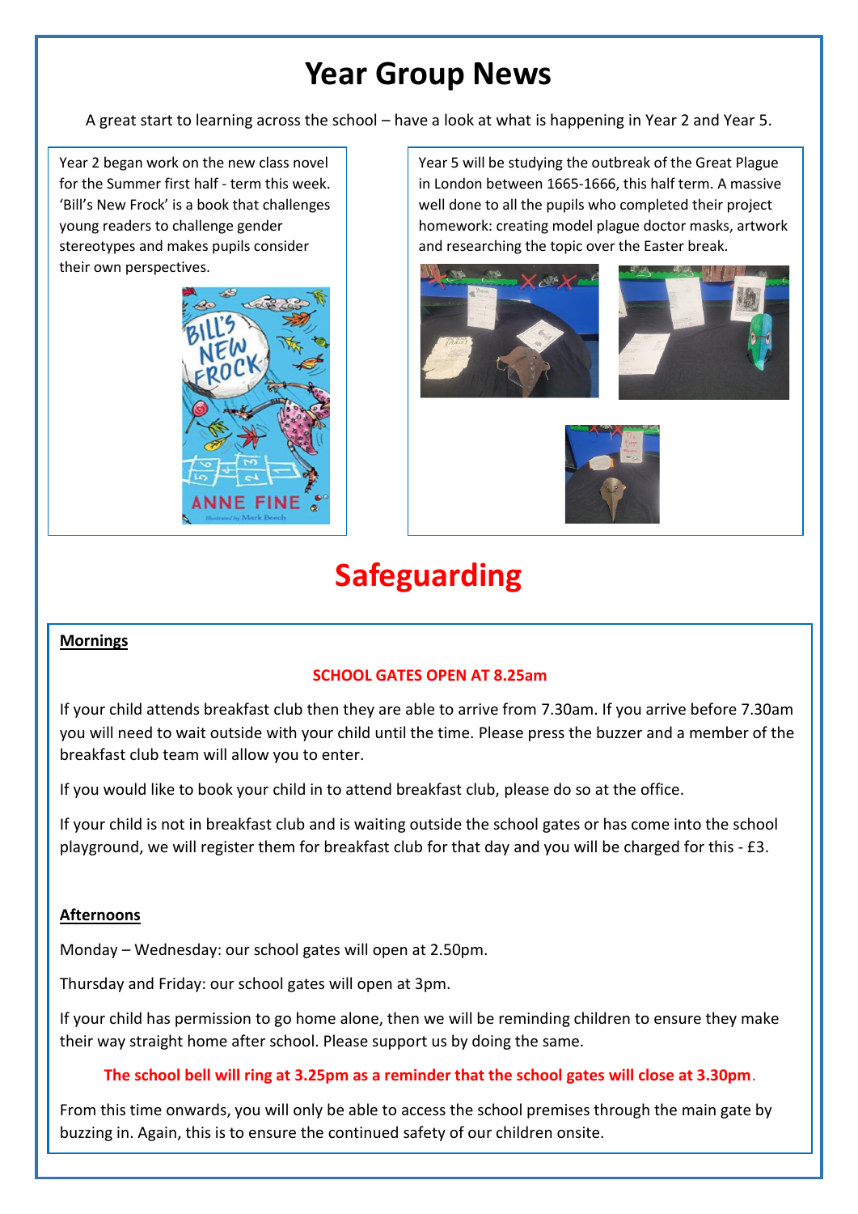# Year Group News

A great start to learning across the school – have a look at what is happening in Year 2 and Year 5.

Year 2 began work on the new class novel for the Summer first half - term this week. 'Bill's New Frock' is a book that challenges young readers to challenge gender stereotypes and makes pupils consider their own perspectives.

Year 5 will be studying the outbreak of the Great Plague in London between 1665-1666, this half term. A massive well done to all the pupils who completed their project homework: creating model plague doctor masks, artwork and researching the topic over the Easter break.

# Safeguarding

**Mornings**

**SCHOOL GATES OPEN AT 8.25am**

If your child attends breakfast club then they are able to arrive from 7.30am. If you arrive before 7.30am you will need to wait outside with your child until the time. Please press the buzzer and a member of the breakfast club team will allow you to enter.

If you would like to book your child in to attend breakfast club, please do so at the office.

If your child is not in breakfast club and is waiting outside the school gates or has come into the school playground, we will register them for breakfast club for that day and you will be charged for this - £3.

**Afternoons**

Monday – Wednesday: our school gates will open at 2.50pm.

Thursday and Friday: our school gates will open at 3pm.

If your child has permission to go home alone, then we will be reminding children to ensure they make their way straight home after school. Please support us by doing the same.

**The school bell will ring at 3.25pm as a reminder that the school gates will close at 3.30pm.**

From this time onwards, you will only be able to access the school premises through the main gate by buzzing in. Again, this is to ensure the continued safety of our children onsite.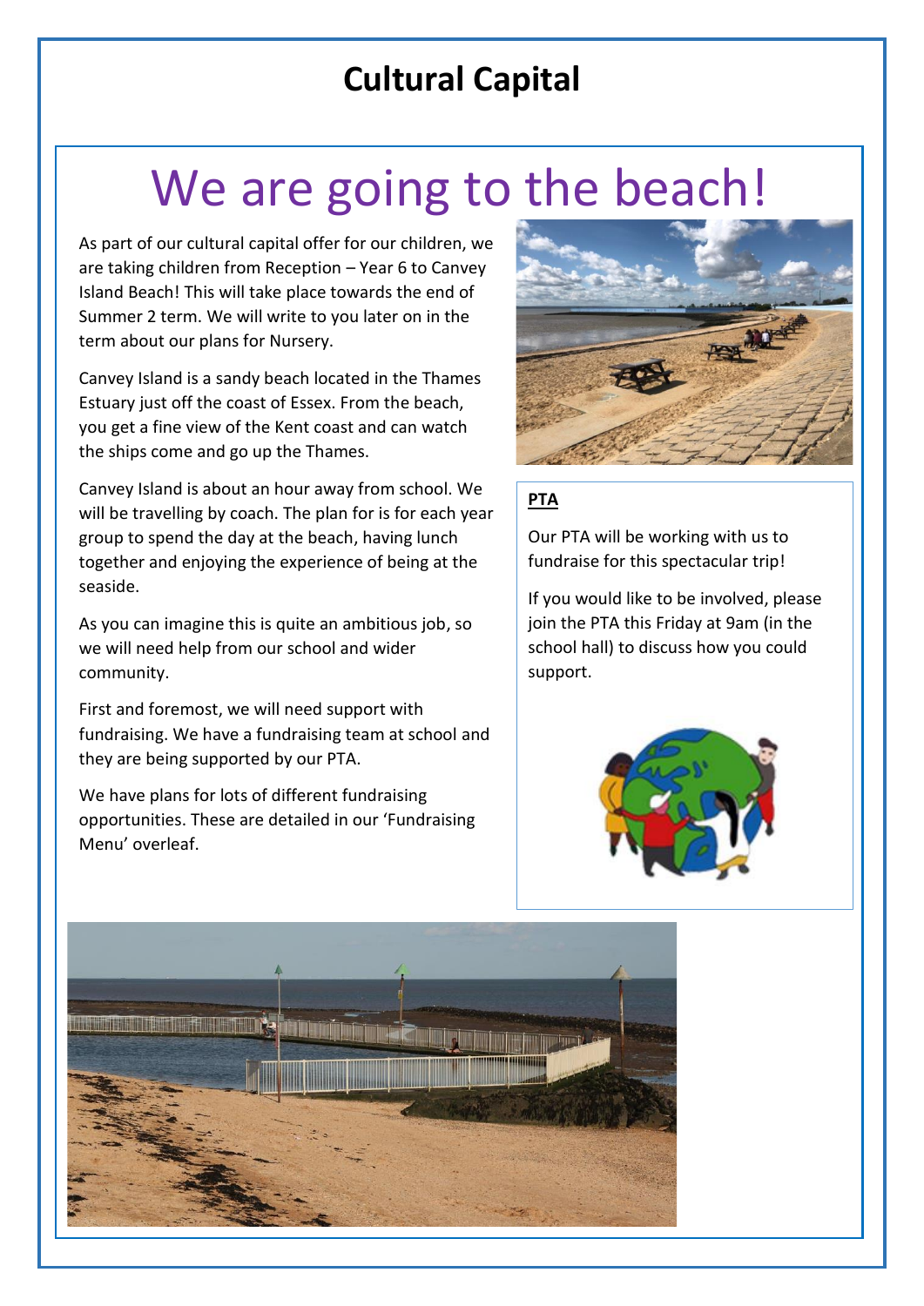# Cultural Capital

## We are going to the beach!

As part of our cultural capital offer for our children, we are taking children from Reception – Year 6 to Canvey Island Beach! This will take place towards the end of Summer 2 term. We will write to you later on in the term about our plans for Nursery.

Canvey Island is a sandy beach located in the Thames Estuary just off the coast of Essex. From the beach, you get a fine view of the Kent coast and can watch the ships come and go up the Thames.

Canvey Island is about an hour away from school. We will be travelling by coach. The plan for is for each year group to spend the day at the beach, having lunch together and enjoying the experience of being at the seaside.

As you can imagine this is quite an ambitious job, so we will need help from our school and wider community.

First and foremost, we will need support with fundraising. We have a fundraising team at school and they are being supported by our PTA.

We have plans for lots of different fundraising opportunities. These are detailed in our 'Fundraising Menu' overleaf.

### PTA

Our PTA will be working with us to fundraise for this spectacular trip!

If you would like to be involved, please join the PTA this Friday at 9am (in the school hall) to discuss how you could support.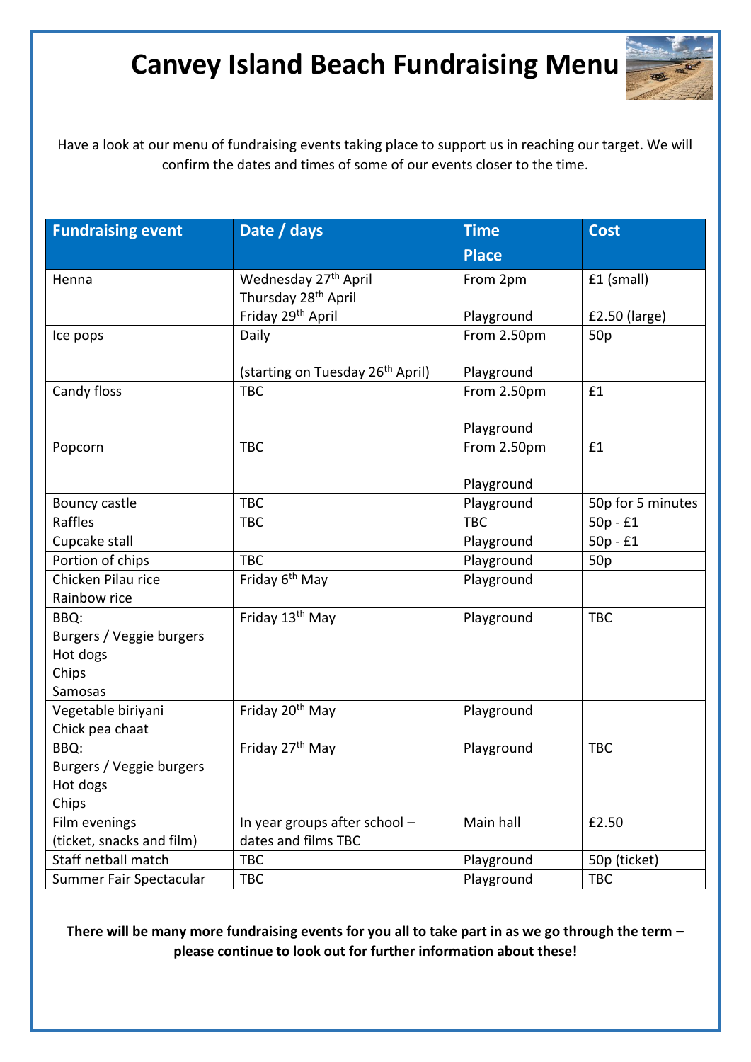# Canvey Island Beach Fundraising Menu

Have a look at our menu of fundraising events taking place to support us in reaching our target. We will confirm the dates and times of some of our events closer to the time.

| Fundraising event | Date / days | Time Place | Cost |
|---|---|---|---|
| Henna | Wednesday 27th April<br>Thursday 28th April<br>Friday 29th April | From 2pm<br><br>Playground | £1 (small)<br><br>£2.50 (large) |
| Ice pops | Daily<br><br>(starting on Tuesday 26th April) | From 2.50pm<br><br>Playground | 50p |
| Candy floss | TBC | From 2.50pm<br><br>Playground | £1 |
| Popcorn | TBC | From 2.50pm<br><br>Playground | £1 |
| Bouncy castle | TBC | Playground | 50p for 5 minutes |
| Raffles | TBC | TBC | 50p - £1 |
| Cupcake stall | | Playground | 50p - £1 |
| Portion of chips | TBC | Playground | 50p |
| Chicken Pilau rice<br>Rainbow rice | Friday 6th May | Playground | |
| BBQ:<br>Burgers / Veggie burgers<br>Hot dogs<br>Chips<br>Samosas | Friday 13th May | Playground | TBC |
| Vegetable biriyani<br>Chick pea chaat | Friday 20th May | Playground | |
| BBQ:<br>Burgers / Veggie burgers<br>Hot dogs<br>Chips | Friday 27th May | Playground | TBC |
| Film evenings<br>(ticket, snacks and film) | In year groups after school – dates and films TBC | Main hall | £2.50 |
| Staff netball match | TBC | Playground | 50p (ticket) |
| Summer Fair Spectacular | TBC | Playground | TBC |

**There will be many more fundraising events for you all to take part in as we go through the term – please continue to look out for further information about these!**